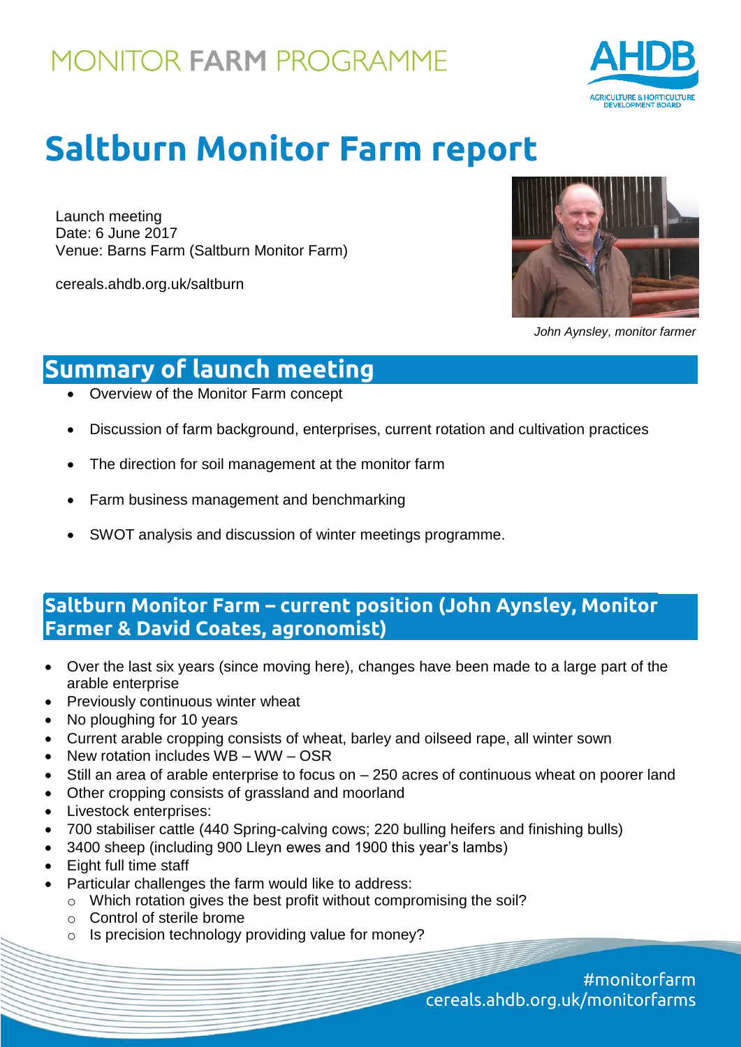MONITOR FARM PROGRAMME

# Saltburn Monitor Farm report

Launch meeting
Date: 6 June 2017
Venue: Barns Farm (Saltburn Monitor Farm)

cereals.ahdb.org.uk/saltburn

*John Aynsley, monitor farmer*

## Summary of launch meeting

- Overview of the Monitor Farm concept
- Discussion of farm background, enterprises, current rotation and cultivation practices
- The direction for soil management at the monitor farm
- Farm business management and benchmarking
- SWOT analysis and discussion of winter meetings programme.

## Saltburn Monitor Farm – current position (John Aynsley, Monitor Farmer & David Coates, agronomist)

- Over the last six years (since moving here), changes have been made to a large part of the arable enterprise
- Previously continuous winter wheat
- No ploughing for 10 years
- Current arable cropping consists of wheat, barley and oilseed rape, all winter sown
- New rotation includes WB – WW – OSR
- Still an area of arable enterprise to focus on – 250 acres of continuous wheat on poorer land
- Other cropping consists of grassland and moorland
- Livestock enterprises:
- 700 stabiliser cattle (440 Spring-calving cows; 220 bulling heifers and finishing bulls)
- 3400 sheep (including 900 Lleyn ewes and 1900 this year's lambs)
- Eight full time staff
- Particular challenges the farm would like to address:
  - Which rotation gives the best profit without compromising the soil?
  - Control of sterile brome
  - Is precision technology providing value for money?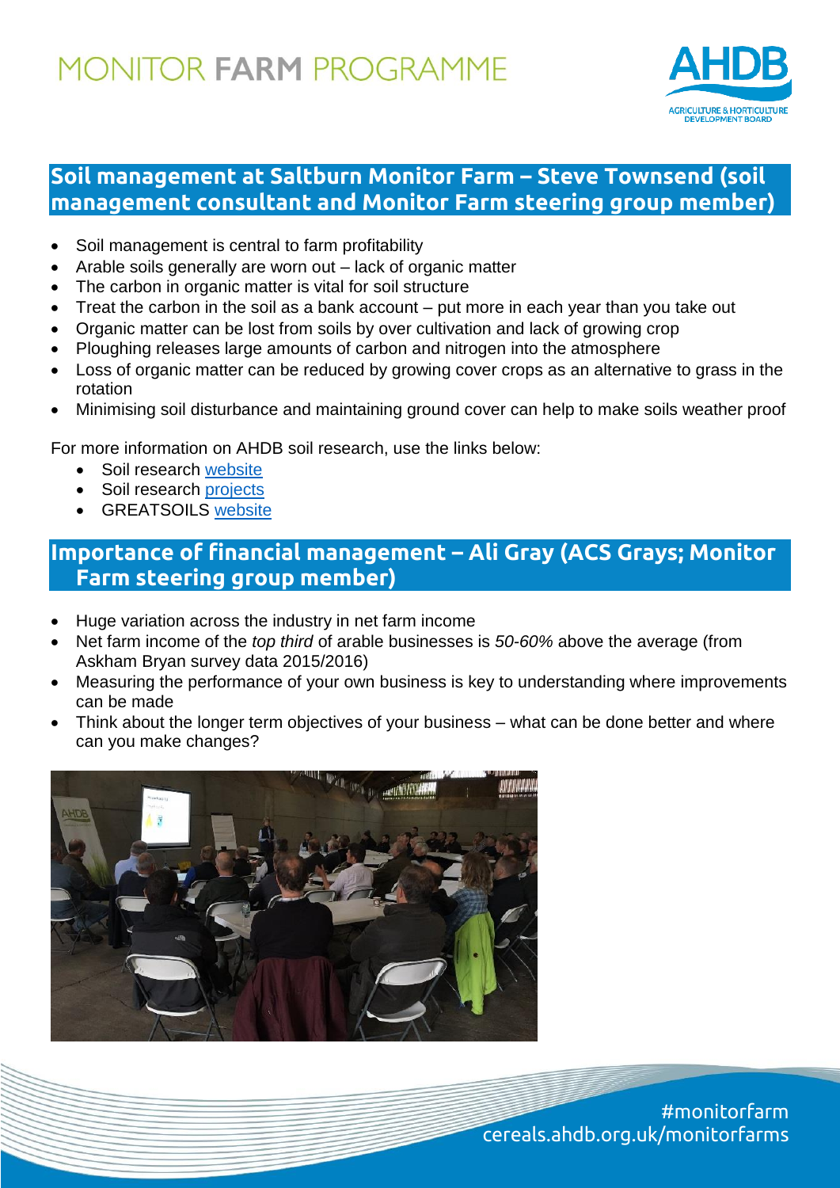## Soil management at Saltburn Monitor Farm – Steve Townsend (soil management consultant and Monitor Farm steering group member)

- Soil management is central to farm profitability
- Arable soils generally are worn out – lack of organic matter
- The carbon in organic matter is vital for soil structure
- Treat the carbon in the soil as a bank account – put more in each year than you take out
- Organic matter can be lost from soils by over cultivation and lack of growing crop
- Ploughing releases large amounts of carbon and nitrogen into the atmosphere
- Loss of organic matter can be reduced by growing cover crops as an alternative to grass in the rotation
- Minimising soil disturbance and maintaining ground cover can help to make soils weather proof

For more information on AHDB soil research, use the links below:

- Soil research website
- Soil research projects
- GREATSOILS website

## Importance of financial management – Ali Gray (ACS Grays; Monitor Farm steering group member)

- Huge variation across the industry in net farm income
- Net farm income of the *top third* of arable businesses is *50-60%* above the average (from Askham Bryan survey data 2015/2016)
- Measuring the performance of your own business is key to understanding where improvements can be made
- Think about the longer term objectives of your business – what can be done better and where can you make changes?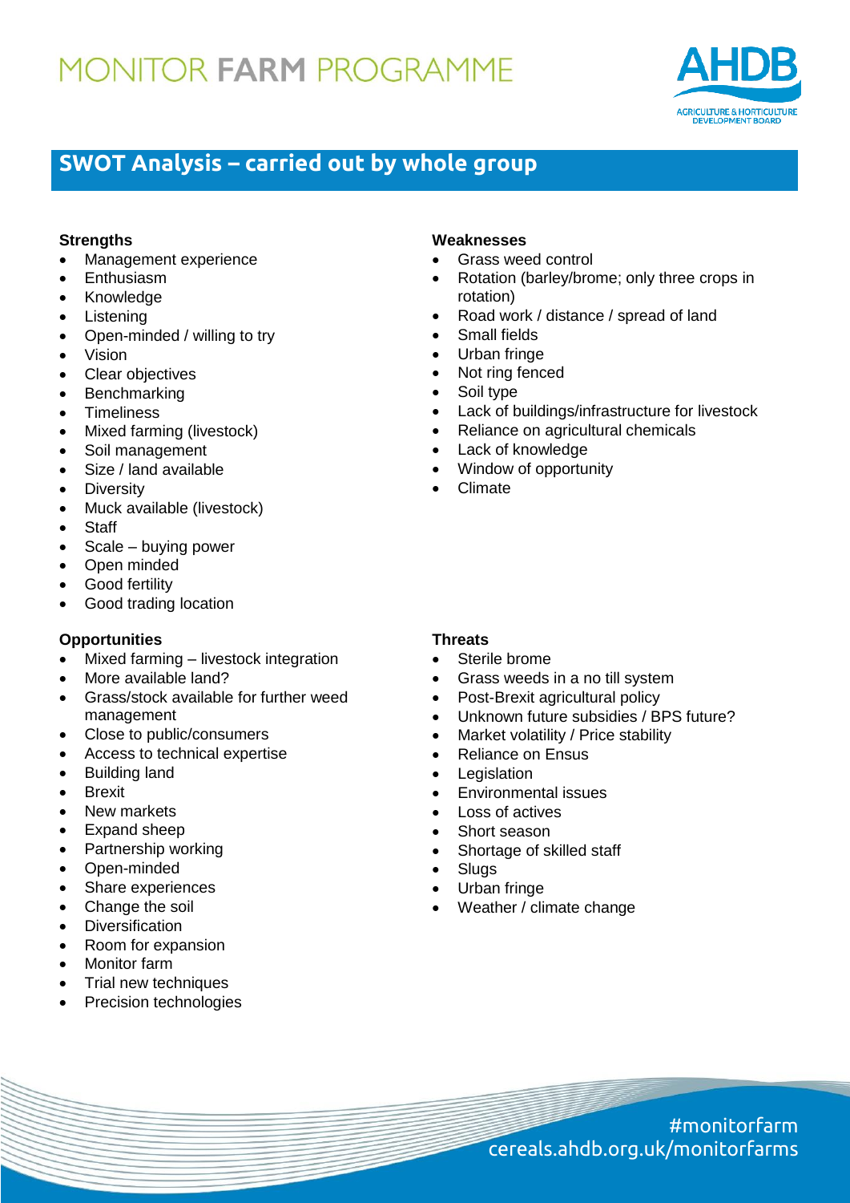# MONITOR FARM PROGRAMME

## SWOT Analysis – carried out by whole group

### Strengths

- Management experience
- Enthusiasm
- Knowledge
- Listening
- Open-minded / willing to try
- Vision
- Clear objectives
- Benchmarking
- Timeliness
- Mixed farming (livestock)
- Soil management
- Size / land available
- Diversity
- Muck available (livestock)
- Staff
- Scale – buying power
- Open minded
- Good fertility
- Good trading location

### Weaknesses

- Grass weed control
- Rotation (barley/brome; only three crops in rotation)
- Road work / distance / spread of land
- Small fields
- Urban fringe
- Not ring fenced
- Soil type
- Lack of buildings/infrastructure for livestock
- Reliance on agricultural chemicals
- Lack of knowledge
- Window of opportunity
- Climate

### Opportunities

- Mixed farming – livestock integration
- More available land?
- Grass/stock available for further weed management
- Close to public/consumers
- Access to technical expertise
- Building land
- Brexit
- New markets
- Expand sheep
- Partnership working
- Open-minded
- Share experiences
- Change the soil
- Diversification
- Room for expansion
- Monitor farm
- Trial new techniques
- Precision technologies

### Threats

- Sterile brome
- Grass weeds in a no till system
- Post-Brexit agricultural policy
- Unknown future subsidies / BPS future?
- Market volatility / Price stability
- Reliance on Ensus
- Legislation
- Environmental issues
- Loss of actives
- Short season
- Shortage of skilled staff
- Slugs
- Urban fringe
- Weather / climate change

#monitorfarm
cereals.ahdb.org.uk/monitorfarms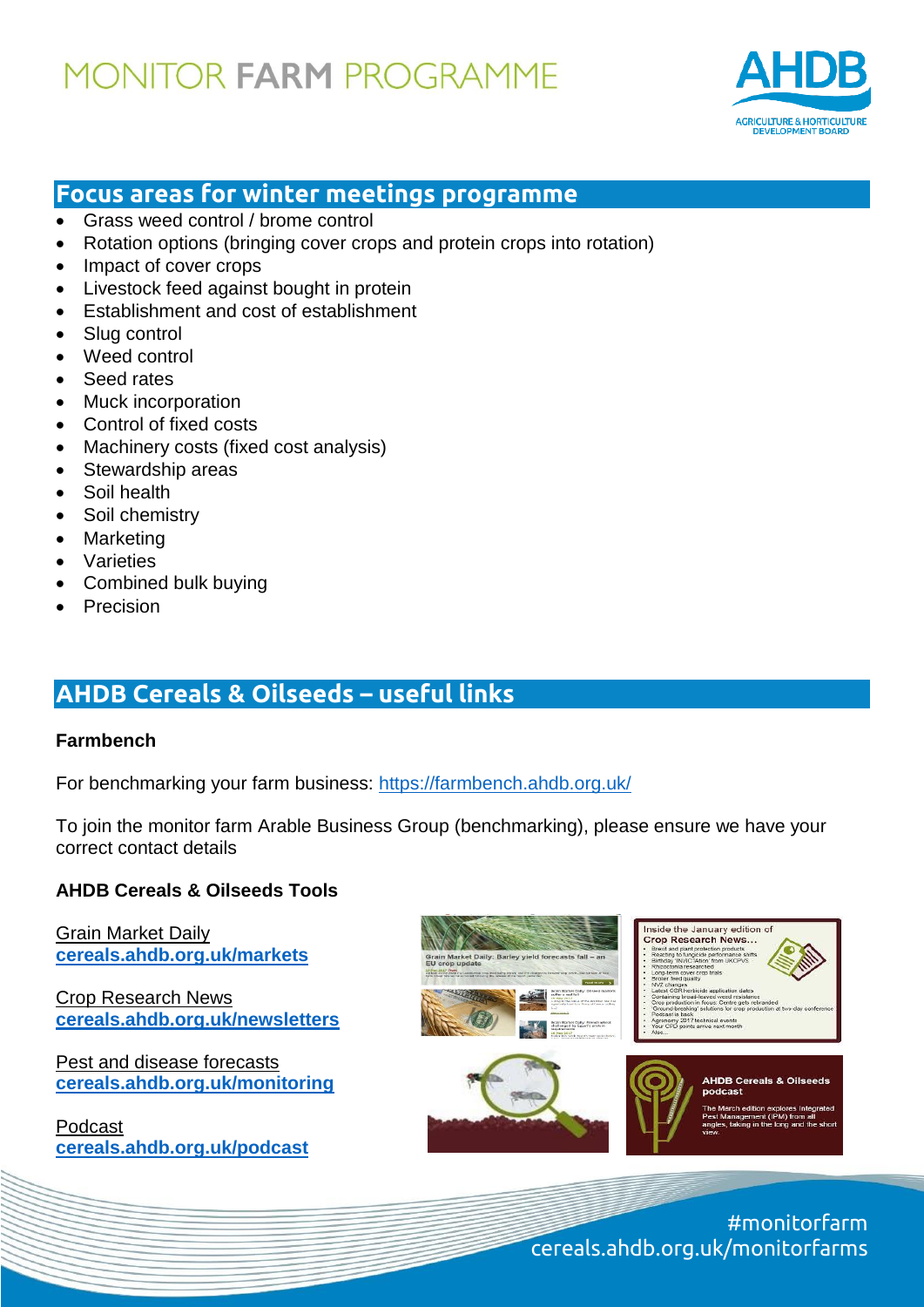## Focus areas for winter meetings programme

- Grass weed control / brome control
- Rotation options (bringing cover crops and protein crops into rotation)
- Impact of cover crops
- Livestock feed against bought in protein
- Establishment and cost of establishment
- Slug control
- Weed control
- Seed rates
- Muck incorporation
- Control of fixed costs
- Machinery costs (fixed cost analysis)
- Stewardship areas
- Soil health
- Soil chemistry
- Marketing
- Varieties
- Combined bulk buying
- Precision

## AHDB Cereals & Oilseeds – useful links

**Farmbench**

For benchmarking your farm business: https://farmbench.ahdb.org.uk/

To join the monitor farm Arable Business Group (benchmarking), please ensure we have your correct contact details

**AHDB Cereals & Oilseeds Tools**

Grain Market Daily
**cereals.ahdb.org.uk/markets**

Crop Research News
**cereals.ahdb.org.uk/newsletters**

Pest and disease forecasts
**cereals.ahdb.org.uk/monitoring**

Podcast
**cereals.ahdb.org.uk/podcast**

#monitorfarm
cereals.ahdb.org.uk/monitorfarms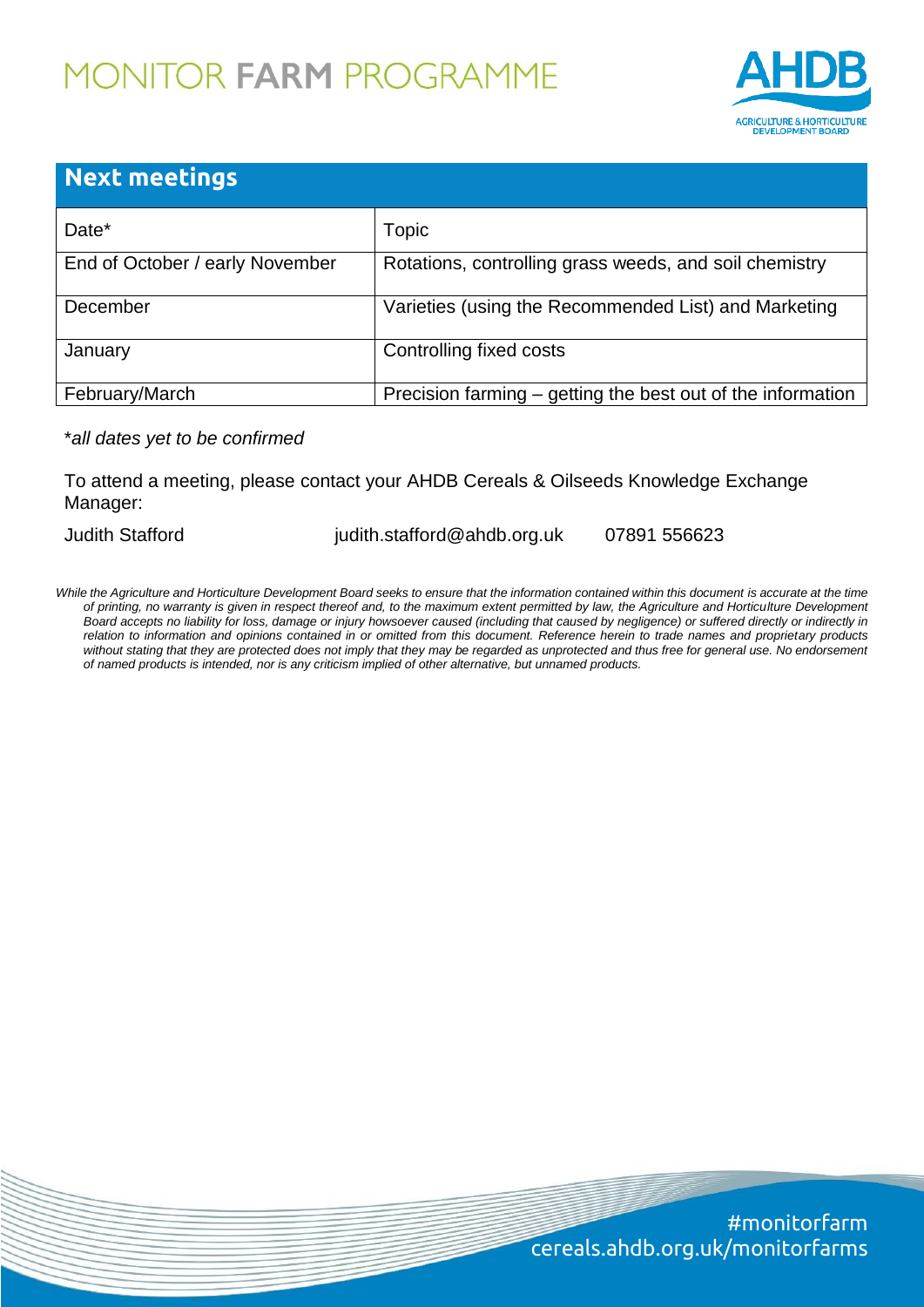## Next meetings

| Date* | Topic |
|---|---|
| End of October / early November | Rotations, controlling grass weeds, and soil chemistry |
| December | Varieties (using the Recommended List) and Marketing |
| January | Controlling fixed costs |
| February/March | Precision farming – getting the best out of the information |

*\*all dates yet to be confirmed*

To attend a meeting, please contact your AHDB Cereals & Oilseeds Knowledge Exchange Manager:

Judith Stafford judith.stafford@ahdb.org.uk 07891 556623

*While the Agriculture and Horticulture Development Board seeks to ensure that the information contained within this document is accurate at the time of printing, no warranty is given in respect thereof and, to the maximum extent permitted by law, the Agriculture and Horticulture Development Board accepts no liability for loss, damage or injury howsoever caused (including that caused by negligence) or suffered directly or indirectly in relation to information and opinions contained in or omitted from this document. Reference herein to trade names and proprietary products without stating that they are protected does not imply that they may be regarded as unprotected and thus free for general use. No endorsement of named products is intended, nor is any criticism implied of other alternative, but unnamed products.*

#monitorfarm
cereals.ahdb.org.uk/monitorfarms